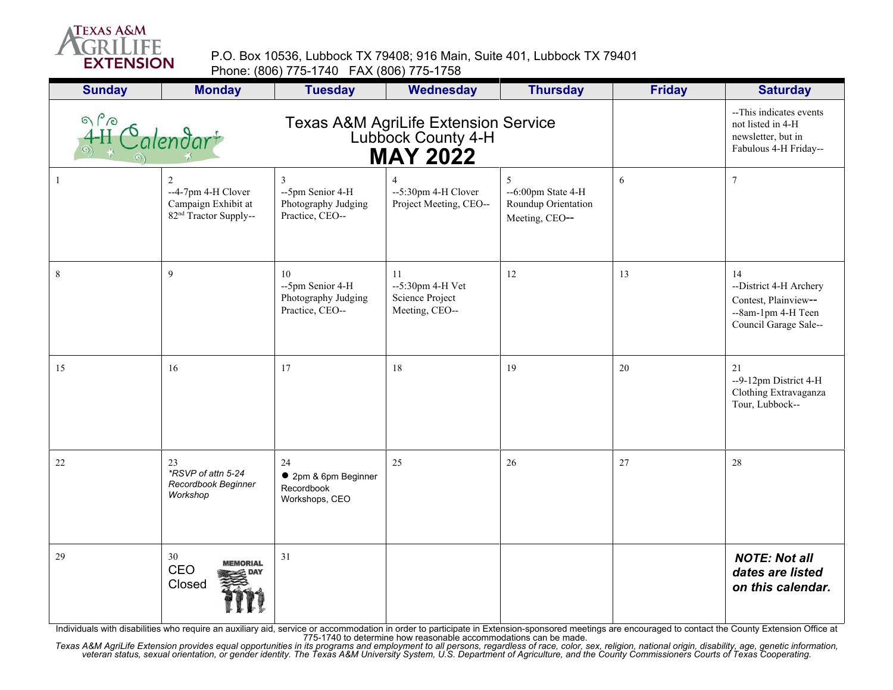Texas A&M AgriLife Extension

P.O. Box 10536, Lubbock TX 79408; 916 Main, Suite 401, Lubbock TX 79401
Phone: (806) 775-1740 FAX (806) 775-1758

# Texas A&M AgriLife Extension Service
## Lubbock County 4-H
## MAY 2022

4-H Calendar

| Sunday | Monday | Tuesday | Wednesday | Thursday | Friday | Saturday |
|---|---|---|---|---|---|---|
| | | | | | | --This indicates events not listed in 4-H newsletter, but in Fabulous 4-H Friday-- |
| 1 | 2<br>--4-7pm 4-H Clover Campaign Exhibit at 82nd Tractor Supply-- | 3<br>--5pm Senior 4-H Photography Judging Practice, CEO-- | 4<br>--5:30pm 4-H Clover Project Meeting, CEO-- | 5<br>--6:00pm State 4-H Roundup Orientation Meeting, CEO-- | 6 | 7 |
| 8 | 9 | 10<br>--5pm Senior 4-H Photography Judging Practice, CEO-- | 11<br>--5:30pm 4-H Vet Science Project Meeting, CEO-- | 12 | 13 | 14<br>--District 4-H Archery Contest, Plainview--<br>--8am-1pm 4-H Teen Council Garage Sale-- |
| 15 | 16 | 17 | 18 | 19 | 20 | 21<br>--9-12pm District 4-H Clothing Extravaganza Tour, Lubbock-- |
| 22 | 23<br>*\*RSVP of attn 5-24 Recordbook Beginner Workshop* | 24<br>● 2pm & 6pm Beginner Recordbook Workshops, CEO | 25 | 26 | 27 | 28 |
| 29 | 30<br>CEO Closed<br>MEMORIAL DAY | 31 | | | | ***NOTE: Not all dates are listed on this calendar.*** |

Individuals with disabilities who require an auxiliary aid, service or accommodation in order to participate in Extension-sponsored meetings are encouraged to contact the County Extension Office at 775-1740 to determine how reasonable accommodations can be made.

*Texas A&M AgriLife Extension provides equal opportunities in its programs and employment to all persons, regardless of race, color, sex, religion, national origin, disability, age, genetic information, veteran status, sexual orientation, or gender identity. The Texas A&M University System, U.S. Department of Agriculture, and the County Commissioners Courts of Texas Cooperating.*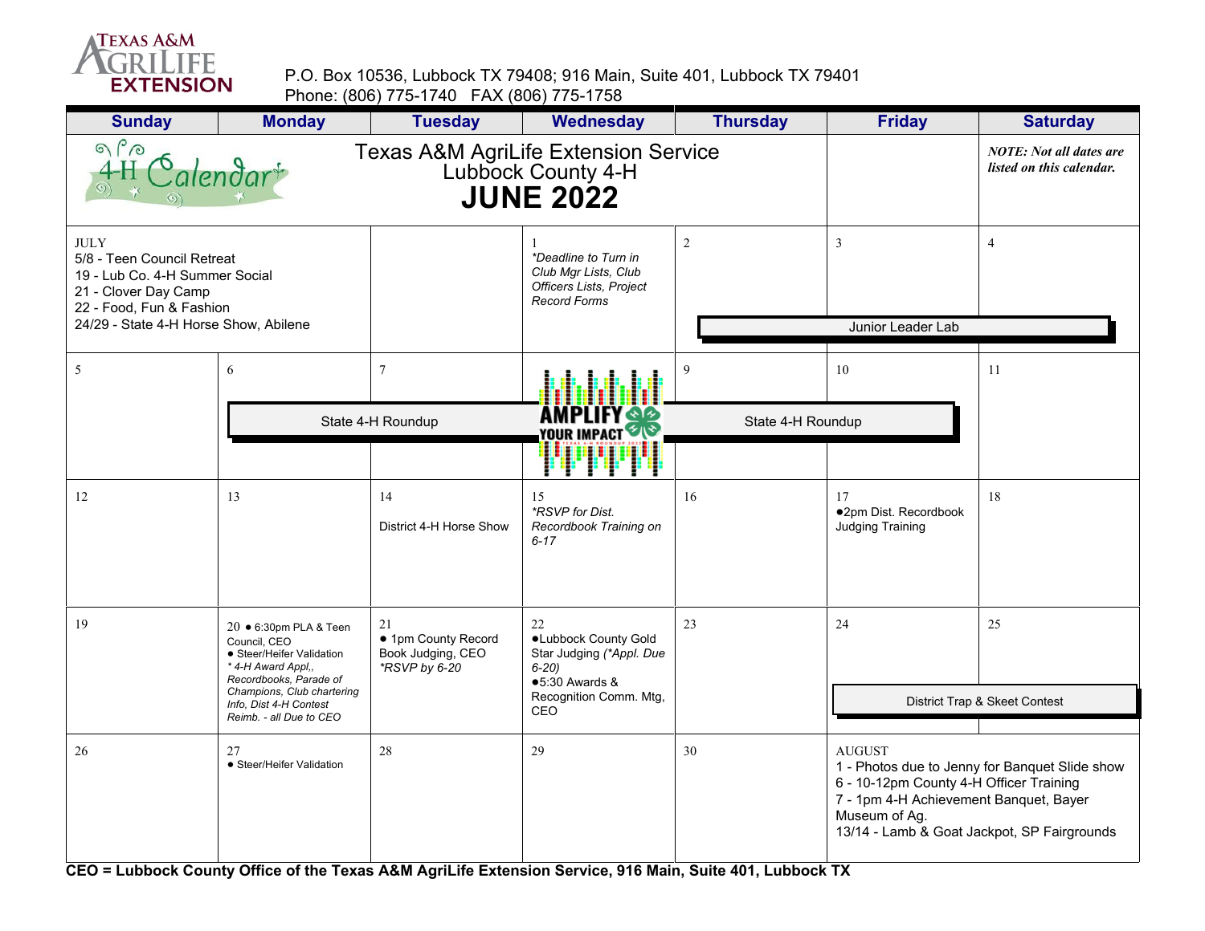P.O. Box 10536, Lubbock TX 79408; 916 Main, Suite 401, Lubbock TX 79401
Phone: (806) 775-1740 FAX (806) 775-1758

# Texas A&M AgriLife Extension Service
## Lubbock County 4-H
# JUNE 2022

*NOTE: Not all dates are listed on this calendar.*

| Sunday | Monday | Tuesday | Wednesday | Thursday | Friday | Saturday |
|---|---|---|---|---|---|---|
| JULY<br>5/8 - Teen Council Retreat<br>19 - Lub Co. 4-H Summer Social<br>21 - Clover Day Camp<br>22 - Food, Fun & Fashion<br>24/29 - State 4-H Horse Show, Abilene | | | 1<br>*\*Deadline to Turn in Club Mgr Lists, Club Officers Lists, Project Record Forms* | 2<br>Junior Leader Lab | 3<br>Junior Leader Lab | 4<br>Junior Leader Lab |
| 5 | 6<br>State 4-H Roundup | 7<br>State 4-H Roundup | 8<br>State 4-H Roundup<br>AMPLIFY YOUR IMPACT | 9<br>State 4-H Roundup | 10<br>State 4-H Roundup | 11 |
| 12 | 13 | 14<br>District 4-H Horse Show | 15<br>*\*RSVP for Dist. Recordbook Training on 6-17* | 16 | 17<br>●2pm Dist. Recordbook Judging Training | 18 |
| 19 | 20 ● 6:30pm PLA & Teen Council, CEO<br>● Steer/Heifer Validation<br>*\* 4-H Award Appl,, Recordbooks, Parade of Champions, Club chartering Info, Dist 4-H Contest Reimb. - all Due to CEO* | 21<br>● 1pm County Record Book Judging, CEO<br>*\*RSVP by 6-20* | 22<br>●Lubbock County Gold Star Judging *(\*Appl. Due 6-20)*<br>●5:30 Awards & Recognition Comm. Mtg, CEO | 23 | 24<br>District Trap & Skeet Contest | 25<br>District Trap & Skeet Contest |
| 26 | 27<br>● Steer/Heifer Validation | 28 | 29 | 30 | AUGUST<br>1 - Photos due to Jenny for Banquet Slide show<br>6 - 10-12pm County 4-H Officer Training<br>7 - 1pm 4-H Achievement Banquet, Bayer Museum of Ag.<br>13/14 - Lamb & Goat Jackpot, SP Fairgrounds | |

**CEO = Lubbock County Office of the Texas A&M AgriLife Extension Service, 916 Main, Suite 401, Lubbock TX**